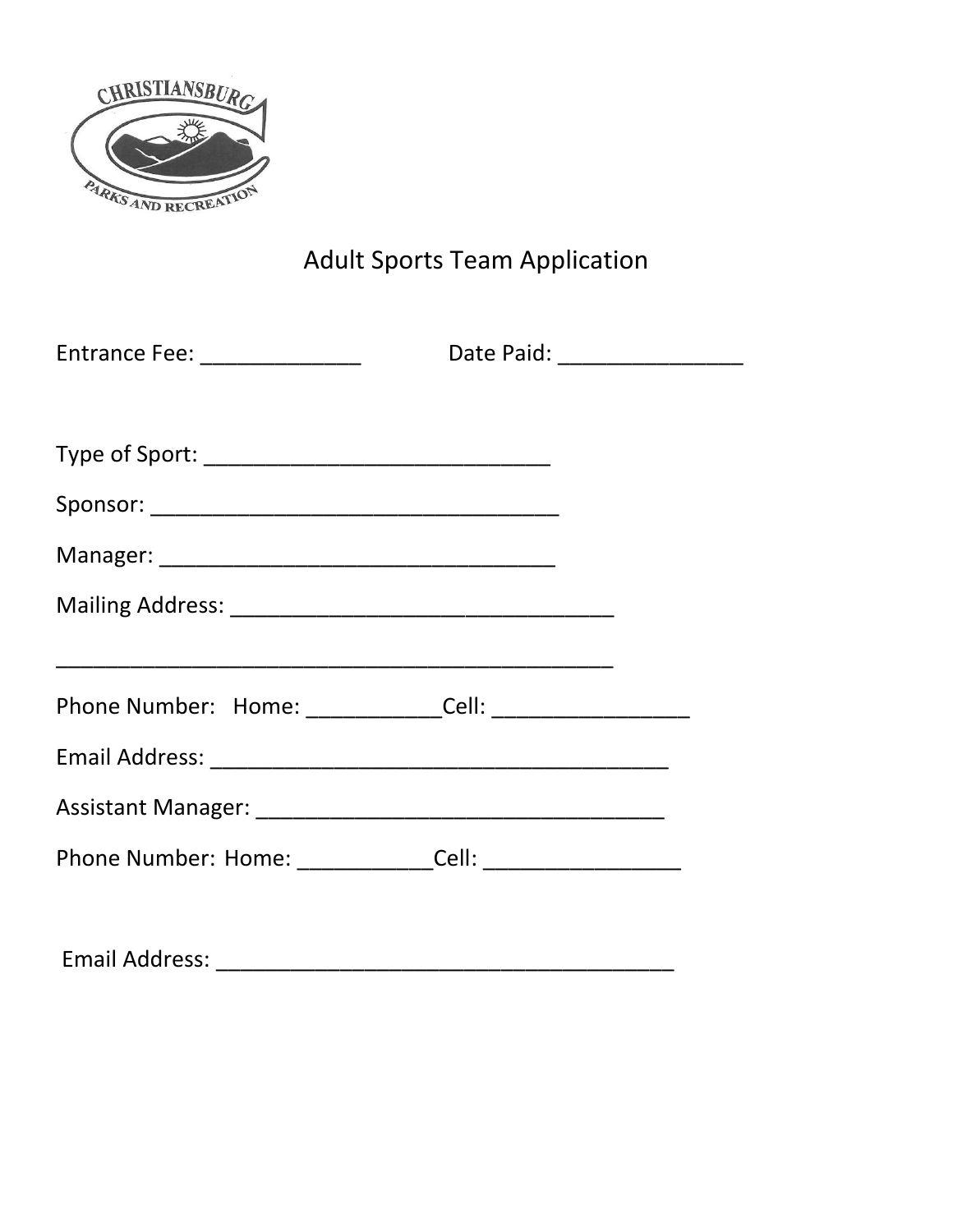CHRISTIANSBURG PARKS AND RECREATION

# Adult Sports Team Application

Entrance Fee: _____________ Date Paid: _______________

Type of Sport: ____________________________

Sponsor: _________________________________

Manager: ________________________________

Mailing Address: _______________________________

_____________________________________________

Phone Number: Home: ___________Cell: ________________

Email Address: _____________________________________

Assistant Manager: _________________________________

Phone Number: Home: ___________Cell: ________________

Email Address: _____________________________________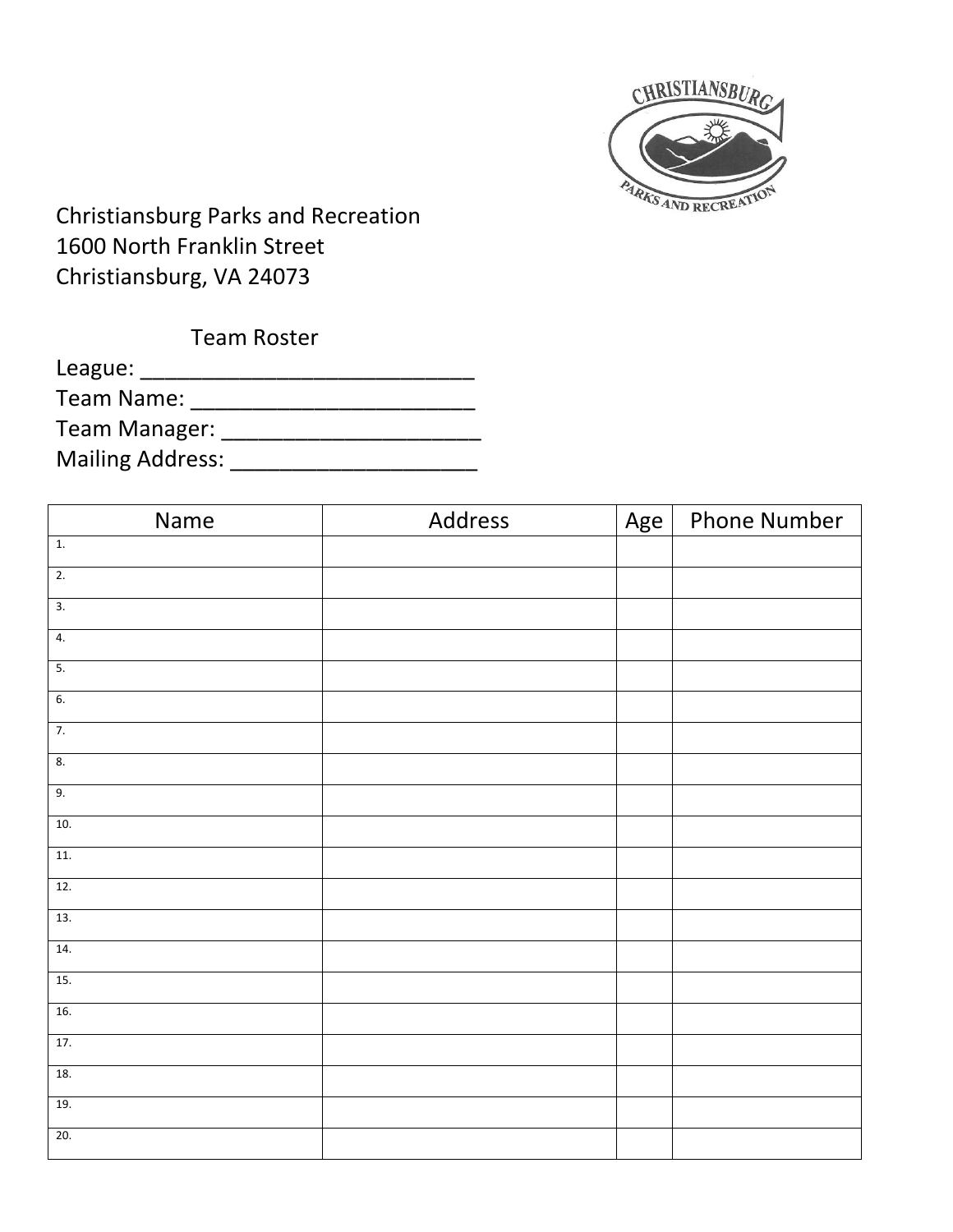Christiansburg Parks and Recreation
1600 North Franklin Street
Christiansburg, VA 24073

Team Roster

League: ___________________________
Team Name: _______________________
Team Manager: _____________________
Mailing Address: ____________________

| Name | Address | Age | Phone Number |
|---|---|---|---|
| 1. | | | |
| 2. | | | |
| 3. | | | |
| 4. | | | |
| 5. | | | |
| 6. | | | |
| 7. | | | |
| 8. | | | |
| 9. | | | |
| 10. | | | |
| 11. | | | |
| 12. | | | |
| 13. | | | |
| 14. | | | |
| 15. | | | |
| 16. | | | |
| 17. | | | |
| 18. | | | |
| 19. | | | |
| 20. | | | |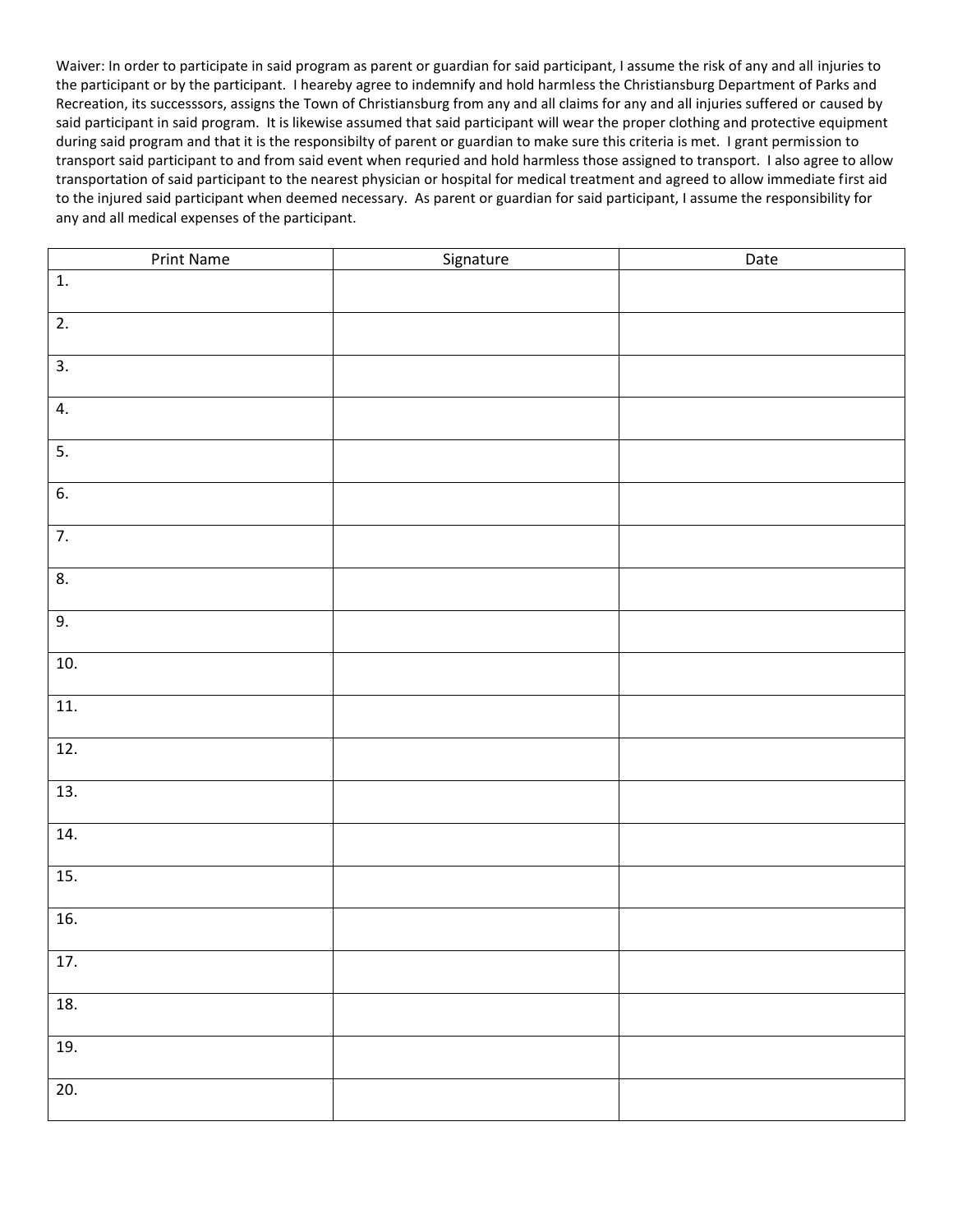Waiver: In order to participate in said program as parent or guardian for said participant, I assume the risk of any and all injuries to the participant or by the participant. I heareby agree to indemnify and hold harmless the Christiansburg Department of Parks and Recreation, its successsors, assigns the Town of Christiansburg from any and all claims for any and all injuries suffered or caused by said participant in said program. It is likewise assumed that said participant will wear the proper clothing and protective equipment during said program and that it is the responsibilty of parent or guardian to make sure this criteria is met. I grant permission to transport said participant to and from said event when requried and hold harmless those assigned to transport. I also agree to allow transportation of said participant to the nearest physician or hospital for medical treatment and agreed to allow immediate first aid to the injured said participant when deemed necessary. As parent or guardian for said participant, I assume the responsibility for any and all medical expenses of the participant.

| Print Name | Signature | Date |
|---|---|---|
| 1. | | |
| 2. | | |
| 3. | | |
| 4. | | |
| 5. | | |
| 6. | | |
| 7. | | |
| 8. | | |
| 9. | | |
| 10. | | |
| 11. | | |
| 12. | | |
| 13. | | |
| 14. | | |
| 15. | | |
| 16. | | |
| 17. | | |
| 18. | | |
| 19. | | |
| 20. | | |